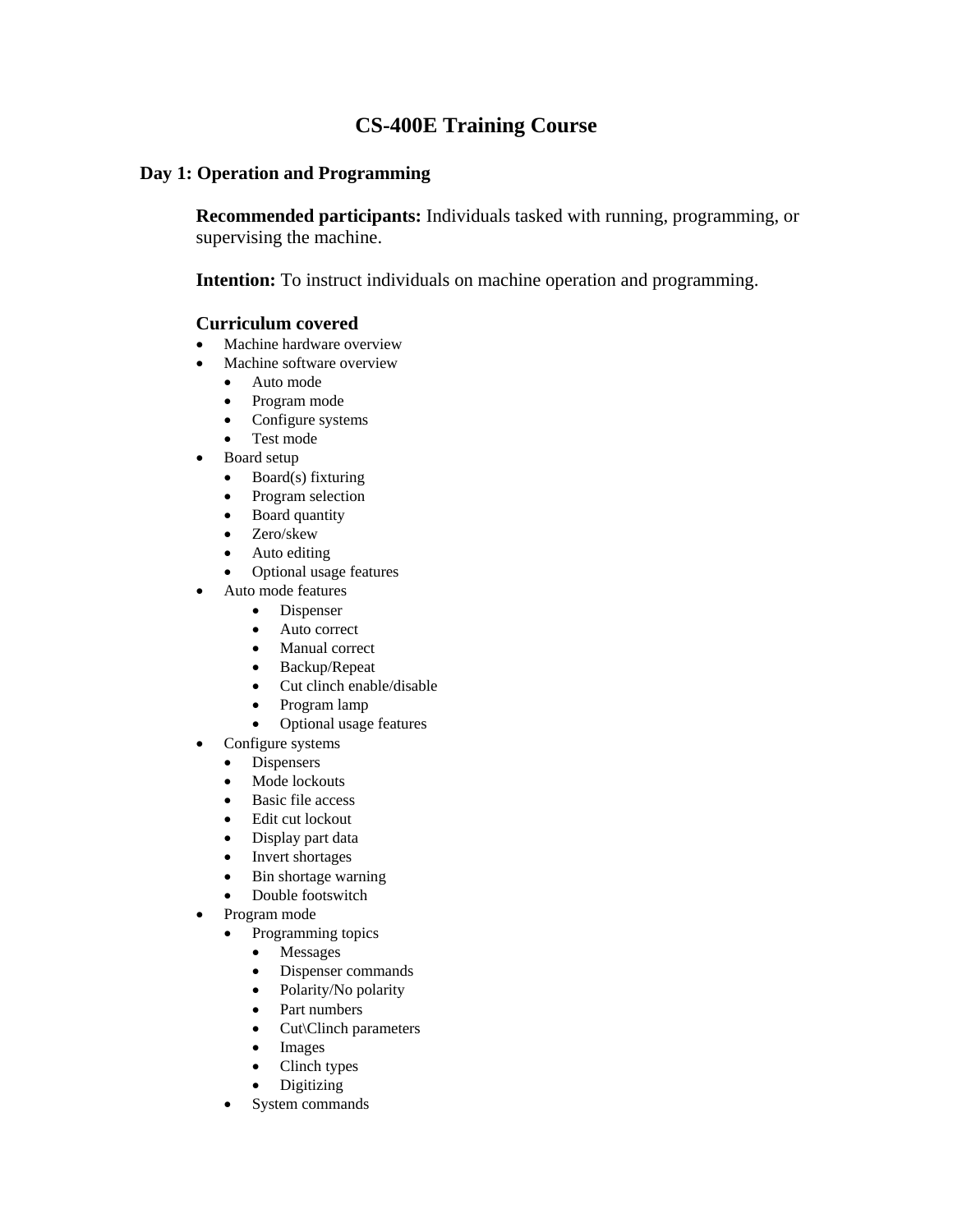# CS-400E Training Course

## Day 1: Operation and Programming

**Recommended participants:** Individuals tasked with running, programming, or supervising the machine.

**Intention:** To instruct individuals on machine operation and programming.

### Curriculum covered

- Machine hardware overview
- Machine software overview
  - Auto mode
  - Program mode
  - Configure systems
  - Test mode
- Board setup
  - Board(s) fixturing
  - Program selection
  - Board quantity
  - Zero/skew
  - Auto editing
  - Optional usage features
- Auto mode features
  - Dispenser
  - Auto correct
  - Manual correct
  - Backup/Repeat
  - Cut clinch enable/disable
  - Program lamp
  - Optional usage features
- Configure systems
  - Dispensers
  - Mode lockouts
  - Basic file access
  - Edit cut lockout
  - Display part data
  - Invert shortages
  - Bin shortage warning
  - Double footswitch
- Program mode
  - Programming topics
    - Messages
    - Dispenser commands
    - Polarity/No polarity
    - Part numbers
    - Cut\Clinch parameters
    - Images
    - Clinch types
    - Digitizing
  - System commands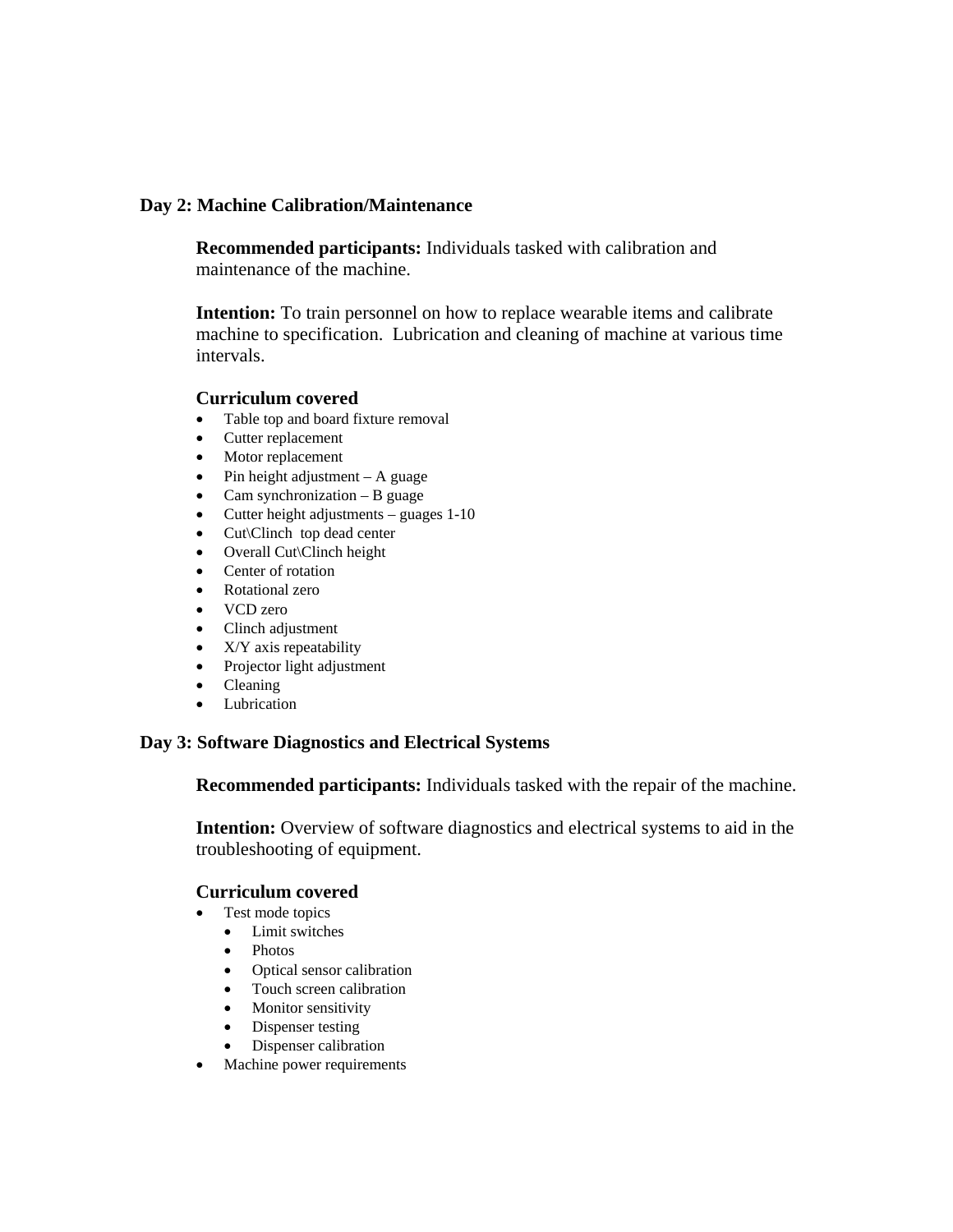## Day 2: Machine Calibration/Maintenance

**Recommended participants:** Individuals tasked with calibration and maintenance of the machine.

**Intention:** To train personnel on how to replace wearable items and calibrate machine to specification. Lubrication and cleaning of machine at various time intervals.

### Curriculum covered

- Table top and board fixture removal
- Cutter replacement
- Motor replacement
- Pin height adjustment – A guage
- Cam synchronization – B guage
- Cutter height adjustments – guages 1-10
- Cut\Clinch top dead center
- Overall Cut\Clinch height
- Center of rotation
- Rotational zero
- VCD zero
- Clinch adjustment
- X/Y axis repeatability
- Projector light adjustment
- Cleaning
- Lubrication

## Day 3: Software Diagnostics and Electrical Systems

**Recommended participants:** Individuals tasked with the repair of the machine.

**Intention:** Overview of software diagnostics and electrical systems to aid in the troubleshooting of equipment.

### Curriculum covered

- Test mode topics
  - Limit switches
  - Photos
  - Optical sensor calibration
  - Touch screen calibration
  - Monitor sensitivity
  - Dispenser testing
  - Dispenser calibration
- Machine power requirements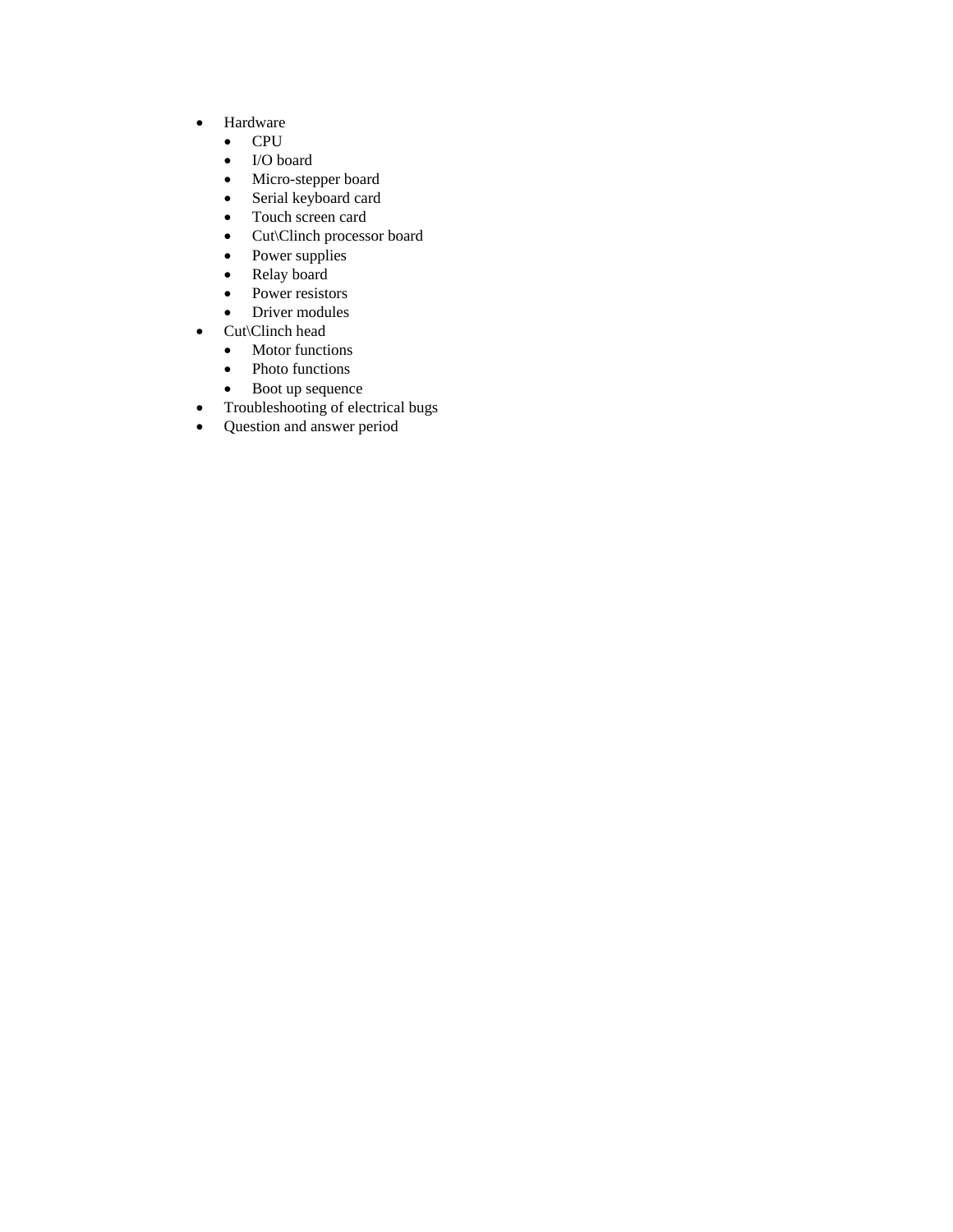- Hardware
  - CPU
  - I/O board
  - Micro-stepper board
  - Serial keyboard card
  - Touch screen card
  - Cut\Clinch processor board
  - Power supplies
  - Relay board
  - Power resistors
  - Driver modules
- Cut\Clinch head
  - Motor functions
  - Photo functions
  - Boot up sequence
- Troubleshooting of electrical bugs
- Question and answer period